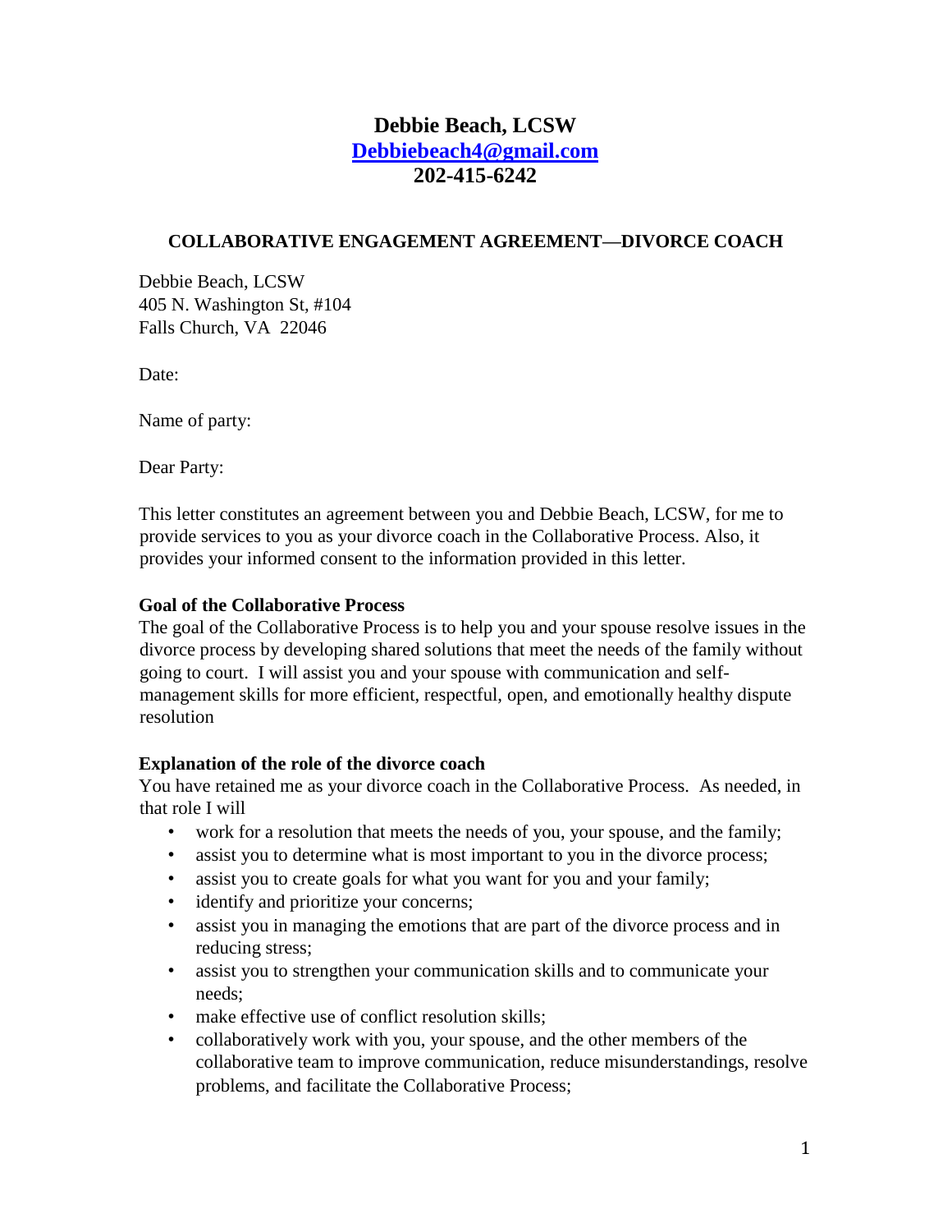# Debbie Beach, LCSW

**[Debbiebeach4@gmail.com](mailto:Debbiebeach4@gmail.com)**

**202-415-6242**

## COLLABORATIVE ENGAGEMENT AGREEMENT—DIVORCE COACH

Debbie Beach, LCSW
405 N. Washington St, #104
Falls Church, VA 22046

Date:

Name of party:

Dear Party:

This letter constitutes an agreement between you and Debbie Beach, LCSW, for me to provide services to you as your divorce coach in the Collaborative Process. Also, it provides your informed consent to the information provided in this letter.

**Goal of the Collaborative Process**

The goal of the Collaborative Process is to help you and your spouse resolve issues in the divorce process by developing shared solutions that meet the needs of the family without going to court. I will assist you and your spouse with communication and self-management skills for more efficient, respectful, open, and emotionally healthy dispute resolution

**Explanation of the role of the divorce coach**

You have retained me as your divorce coach in the Collaborative Process. As needed, in that role I will

- work for a resolution that meets the needs of you, your spouse, and the family;
- assist you to determine what is most important to you in the divorce process;
- assist you to create goals for what you want for you and your family;
- identify and prioritize your concerns;
- assist you in managing the emotions that are part of the divorce process and in reducing stress;
- assist you to strengthen your communication skills and to communicate your needs;
- make effective use of conflict resolution skills;
- collaboratively work with you, your spouse, and the other members of the collaborative team to improve communication, reduce misunderstandings, resolve problems, and facilitate the Collaborative Process;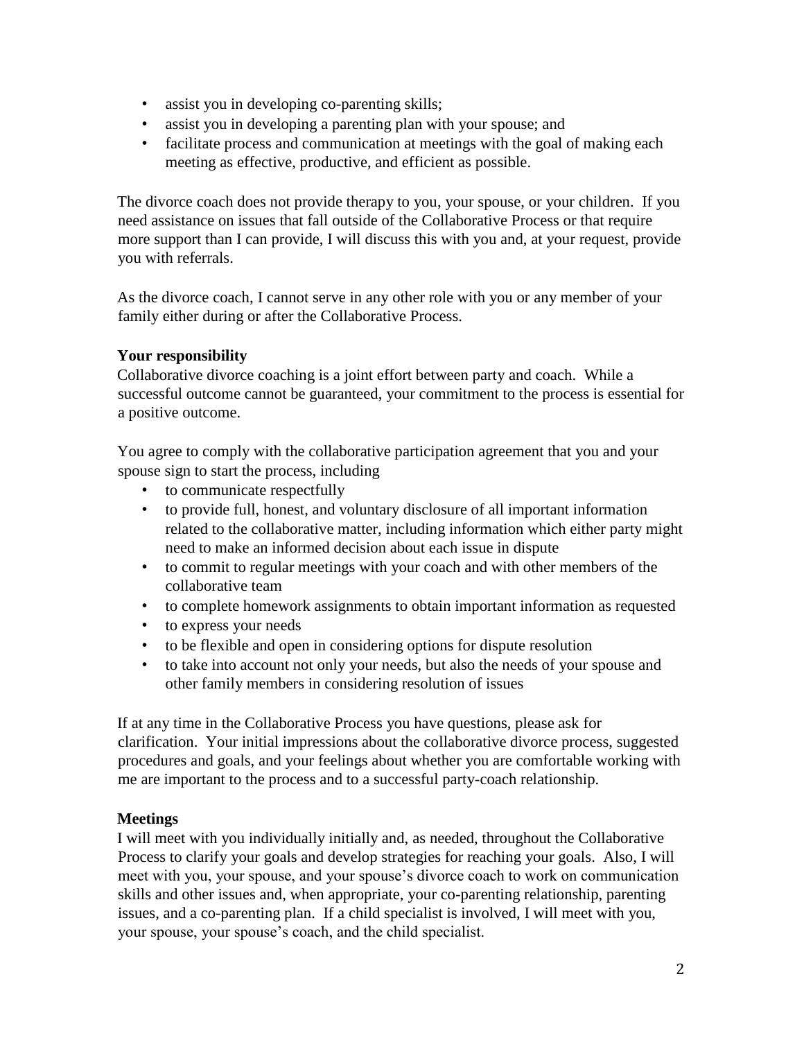- assist you in developing co-parenting skills;
- assist you in developing a parenting plan with your spouse; and
- facilitate process and communication at meetings with the goal of making each meeting as effective, productive, and efficient as possible.

The divorce coach does not provide therapy to you, your spouse, or your children. If you need assistance on issues that fall outside of the Collaborative Process or that require more support than I can provide, I will discuss this with you and, at your request, provide you with referrals.

As the divorce coach, I cannot serve in any other role with you or any member of your family either during or after the Collaborative Process.

**Your responsibility**

Collaborative divorce coaching is a joint effort between party and coach. While a successful outcome cannot be guaranteed, your commitment to the process is essential for a positive outcome.

You agree to comply with the collaborative participation agreement that you and your spouse sign to start the process, including

- to communicate respectfully
- to provide full, honest, and voluntary disclosure of all important information related to the collaborative matter, including information which either party might need to make an informed decision about each issue in dispute
- to commit to regular meetings with your coach and with other members of the collaborative team
- to complete homework assignments to obtain important information as requested
- to express your needs
- to be flexible and open in considering options for dispute resolution
- to take into account not only your needs, but also the needs of your spouse and other family members in considering resolution of issues

If at any time in the Collaborative Process you have questions, please ask for clarification. Your initial impressions about the collaborative divorce process, suggested procedures and goals, and your feelings about whether you are comfortable working with me are important to the process and to a successful party-coach relationship.

**Meetings**

I will meet with you individually initially and, as needed, throughout the Collaborative Process to clarify your goals and develop strategies for reaching your goals. Also, I will meet with you, your spouse, and your spouse's divorce coach to work on communication skills and other issues and, when appropriate, your co-parenting relationship, parenting issues, and a co-parenting plan. If a child specialist is involved, I will meet with you, your spouse, your spouse's coach, and the child specialist.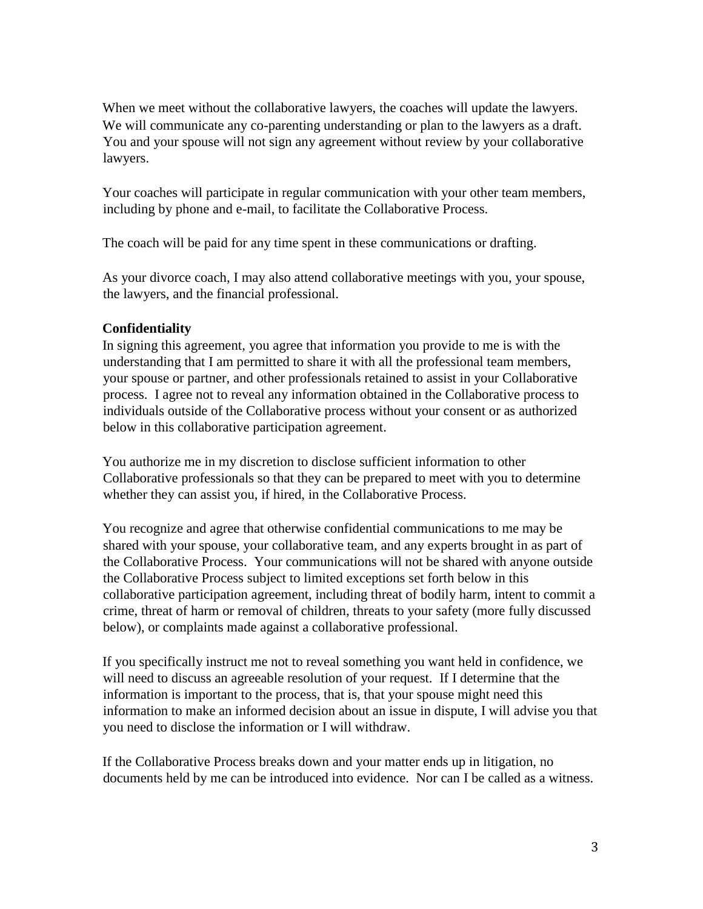When we meet without the collaborative lawyers, the coaches will update the lawyers. We will communicate any co-parenting understanding or plan to the lawyers as a draft. You and your spouse will not sign any agreement without review by your collaborative lawyers.

Your coaches will participate in regular communication with your other team members, including by phone and e-mail, to facilitate the Collaborative Process.

The coach will be paid for any time spent in these communications or drafting.

As your divorce coach, I may also attend collaborative meetings with you, your spouse, the lawyers, and the financial professional.

**Confidentiality**

In signing this agreement, you agree that information you provide to me is with the understanding that I am permitted to share it with all the professional team members, your spouse or partner, and other professionals retained to assist in your Collaborative process. I agree not to reveal any information obtained in the Collaborative process to individuals outside of the Collaborative process without your consent or as authorized below in this collaborative participation agreement.

You authorize me in my discretion to disclose sufficient information to other Collaborative professionals so that they can be prepared to meet with you to determine whether they can assist you, if hired, in the Collaborative Process.

You recognize and agree that otherwise confidential communications to me may be shared with your spouse, your collaborative team, and any experts brought in as part of the Collaborative Process. Your communications will not be shared with anyone outside the Collaborative Process subject to limited exceptions set forth below in this collaborative participation agreement, including threat of bodily harm, intent to commit a crime, threat of harm or removal of children, threats to your safety (more fully discussed below), or complaints made against a collaborative professional.

If you specifically instruct me not to reveal something you want held in confidence, we will need to discuss an agreeable resolution of your request. If I determine that the information is important to the process, that is, that your spouse might need this information to make an informed decision about an issue in dispute, I will advise you that you need to disclose the information or I will withdraw.

If the Collaborative Process breaks down and your matter ends up in litigation, no documents held by me can be introduced into evidence. Nor can I be called as a witness.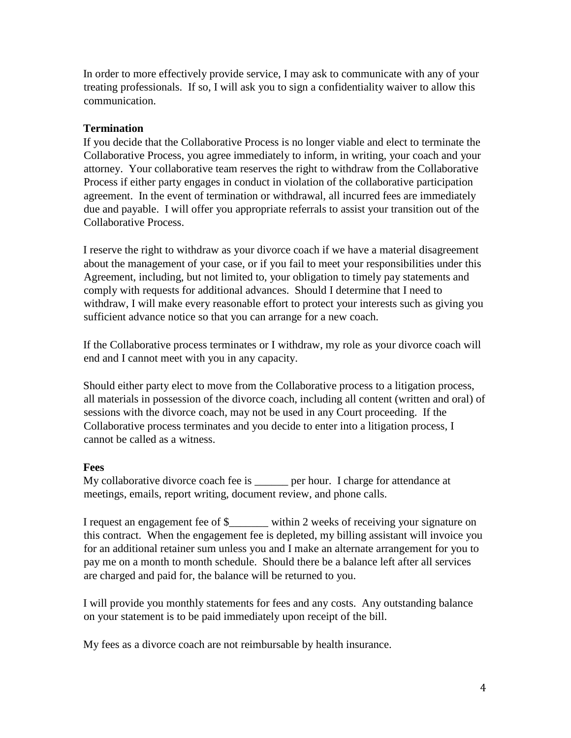In order to more effectively provide service, I may ask to communicate with any of your treating professionals. If so, I will ask you to sign a confidentiality waiver to allow this communication.

**Termination**

If you decide that the Collaborative Process is no longer viable and elect to terminate the Collaborative Process, you agree immediately to inform, in writing, your coach and your attorney. Your collaborative team reserves the right to withdraw from the Collaborative Process if either party engages in conduct in violation of the collaborative participation agreement. In the event of termination or withdrawal, all incurred fees are immediately due and payable. I will offer you appropriate referrals to assist your transition out of the Collaborative Process.

I reserve the right to withdraw as your divorce coach if we have a material disagreement about the management of your case, or if you fail to meet your responsibilities under this Agreement, including, but not limited to, your obligation to timely pay statements and comply with requests for additional advances. Should I determine that I need to withdraw, I will make every reasonable effort to protect your interests such as giving you sufficient advance notice so that you can arrange for a new coach.

If the Collaborative process terminates or I withdraw, my role as your divorce coach will end and I cannot meet with you in any capacity.

Should either party elect to move from the Collaborative process to a litigation process, all materials in possession of the divorce coach, including all content (written and oral) of sessions with the divorce coach, may not be used in any Court proceeding. If the Collaborative process terminates and you decide to enter into a litigation process, I cannot be called as a witness.

**Fees**

My collaborative divorce coach fee is ______ per hour. I charge for attendance at meetings, emails, report writing, document review, and phone calls.

I request an engagement fee of $_______ within 2 weeks of receiving your signature on this contract. When the engagement fee is depleted, my billing assistant will invoice you for an additional retainer sum unless you and I make an alternate arrangement for you to pay me on a month to month schedule. Should there be a balance left after all services are charged and paid for, the balance will be returned to you.

I will provide you monthly statements for fees and any costs. Any outstanding balance on your statement is to be paid immediately upon receipt of the bill.

My fees as a divorce coach are not reimbursable by health insurance.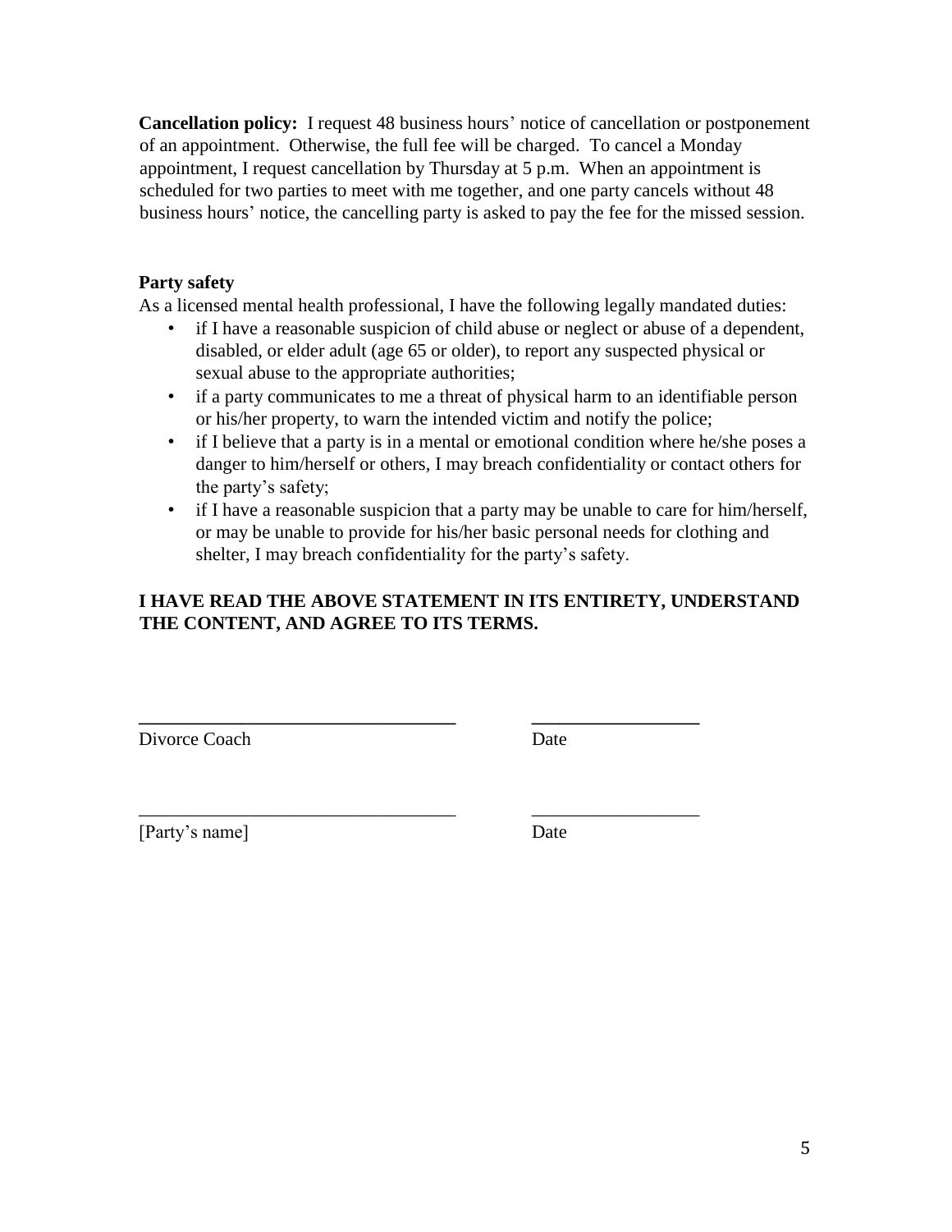**Cancellation policy:** I request 48 business hours' notice of cancellation or postponement of an appointment. Otherwise, the full fee will be charged. To cancel a Monday appointment, I request cancellation by Thursday at 5 p.m. When an appointment is scheduled for two parties to meet with me together, and one party cancels without 48 business hours' notice, the cancelling party is asked to pay the fee for the missed session.

**Party safety**

As a licensed mental health professional, I have the following legally mandated duties:

- if I have a reasonable suspicion of child abuse or neglect or abuse of a dependent, disabled, or elder adult (age 65 or older), to report any suspected physical or sexual abuse to the appropriate authorities;
- if a party communicates to me a threat of physical harm to an identifiable person or his/her property, to warn the intended victim and notify the police;
- if I believe that a party is in a mental or emotional condition where he/she poses a danger to him/herself or others, I may breach confidentiality or contact others for the party's safety;
- if I have a reasonable suspicion that a party may be unable to care for him/herself, or may be unable to provide for his/her basic personal needs for clothing and shelter, I may breach confidentiality for the party's safety.

**I HAVE READ THE ABOVE STATEMENT IN ITS ENTIRETY, UNDERSTAND THE CONTENT, AND AGREE TO ITS TERMS.**

_________________________________ _________________

Divorce Coach Date

_________________________________ _________________

[Party's name] Date